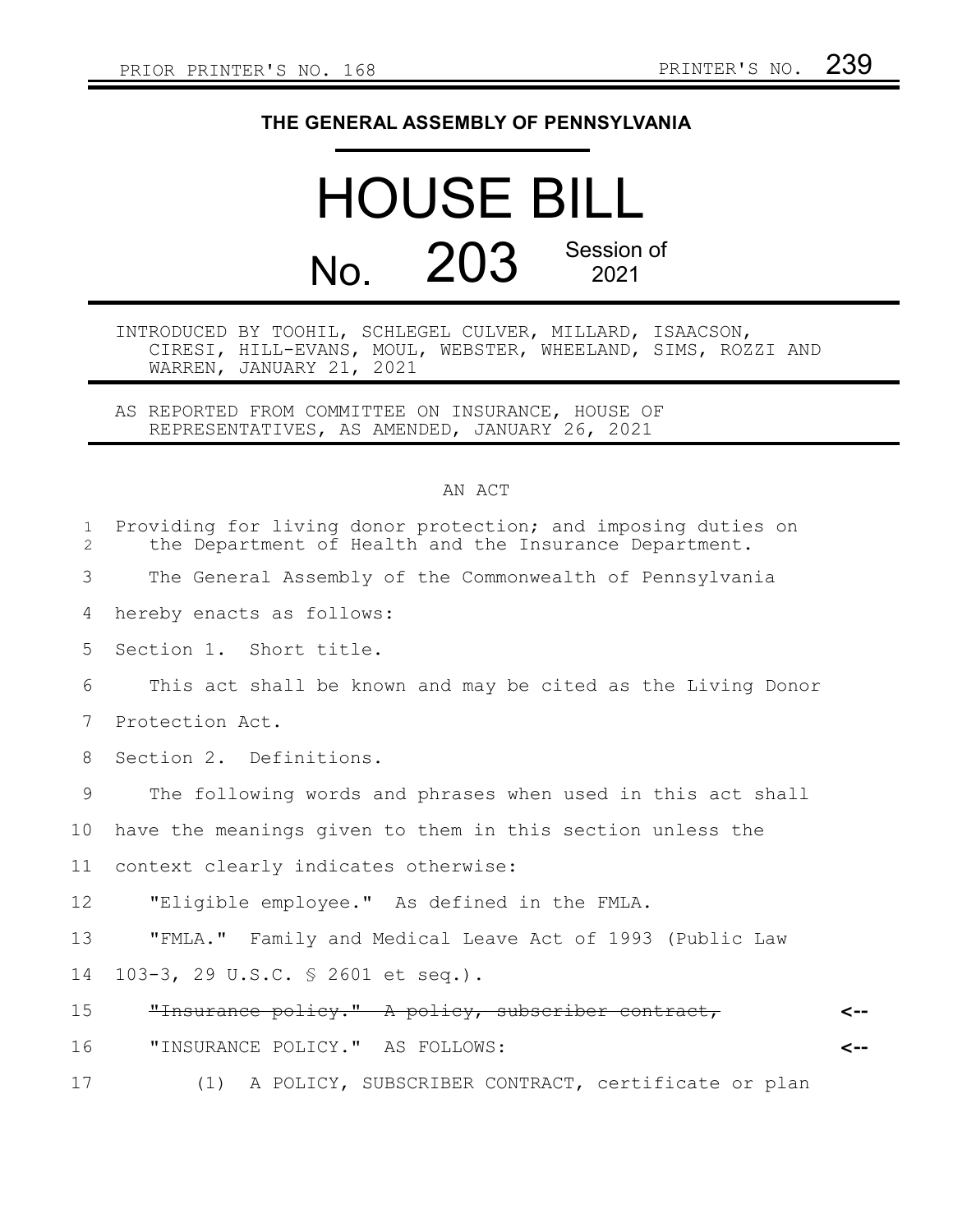PRIOR PRINTER'S NO. 168 PRINTER'S NO. 239

**THE GENERAL ASSEMBLY OF PENNSYLVANIA**

# HOUSE BILL

## No. 203 Session of 2021

INTRODUCED BY TOOHIL, SCHLEGEL CULVER, MILLARD, ISAACSON, CIRESI, HILL-EVANS, MOUL, WEBSTER, WHEELAND, SIMS, ROZZI AND WARREN, JANUARY 21, 2021

AS REPORTED FROM COMMITTEE ON INSURANCE, HOUSE OF REPRESENTATIVES, AS AMENDED, JANUARY 26, 2021

AN ACT

Providing for living donor protection; and imposing duties on the Department of Health and the Insurance Department.

The General Assembly of the Commonwealth of Pennsylvania hereby enacts as follows:

Section 1. Short title.

This act shall be known and may be cited as the Living Donor Protection Act.

Section 2. Definitions.

The following words and phrases when used in this act shall have the meanings given to them in this section unless the context clearly indicates otherwise:

"Eligible employee." As defined in the FMLA.

"FMLA." Family and Medical Leave Act of 1993 (Public Law 103-3, 29 U.S.C. § 2601 et seq.).

~~"Insurance policy." A policy, subscriber contract,~~ <--

"INSURANCE POLICY." AS FOLLOWS: <--

(1) A POLICY, SUBSCRIBER CONTRACT, certificate or plan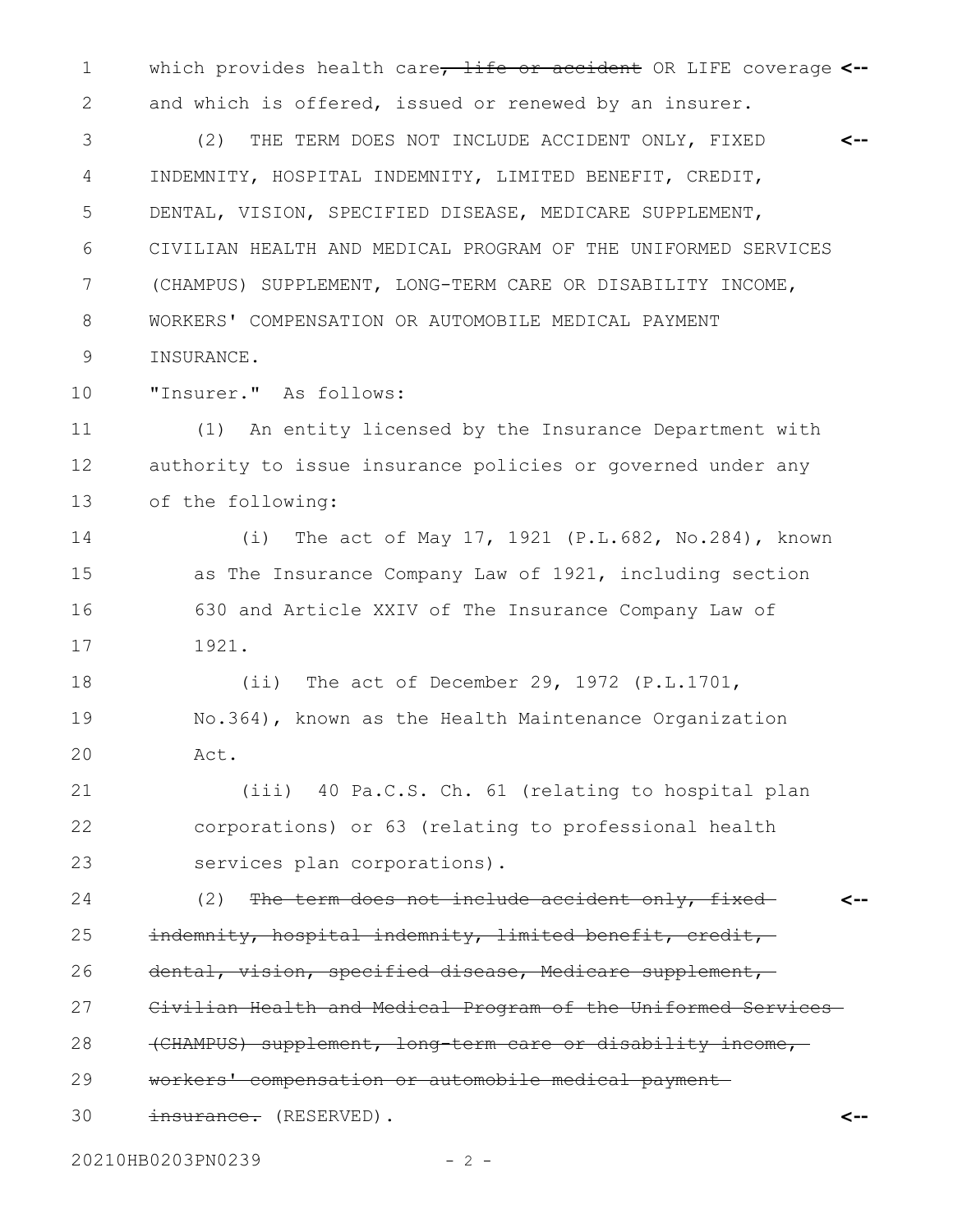which provides health care~~, life or accident~~ OR LIFE coverage and which is offered, issued or renewed by an insurer.

(2) THE TERM DOES NOT INCLUDE ACCIDENT ONLY, FIXED INDEMNITY, HOSPITAL INDEMNITY, LIMITED BENEFIT, CREDIT, DENTAL, VISION, SPECIFIED DISEASE, MEDICARE SUPPLEMENT, CIVILIAN HEALTH AND MEDICAL PROGRAM OF THE UNIFORMED SERVICES (CHAMPUS) SUPPLEMENT, LONG-TERM CARE OR DISABILITY INCOME, WORKERS' COMPENSATION OR AUTOMOBILE MEDICAL PAYMENT INSURANCE.

"Insurer." As follows:

(1) An entity licensed by the Insurance Department with authority to issue insurance policies or governed under any of the following:

(i) The act of May 17, 1921 (P.L.682, No.284), known as The Insurance Company Law of 1921, including section 630 and Article XXIV of The Insurance Company Law of 1921.

(ii) The act of December 29, 1972 (P.L.1701, No.364), known as the Health Maintenance Organization Act.

(iii) 40 Pa.C.S. Ch. 61 (relating to hospital plan corporations) or 63 (relating to professional health services plan corporations).

(2) ~~The term does not include accident only, fixed indemnity, hospital indemnity, limited benefit, credit, dental, vision, specified disease, Medicare supplement, Civilian Health and Medical Program of the Uniformed Services (CHAMPUS) supplement, long-term care or disability income, workers' compensation or automobile medical payment insurance.~~ (RESERVED).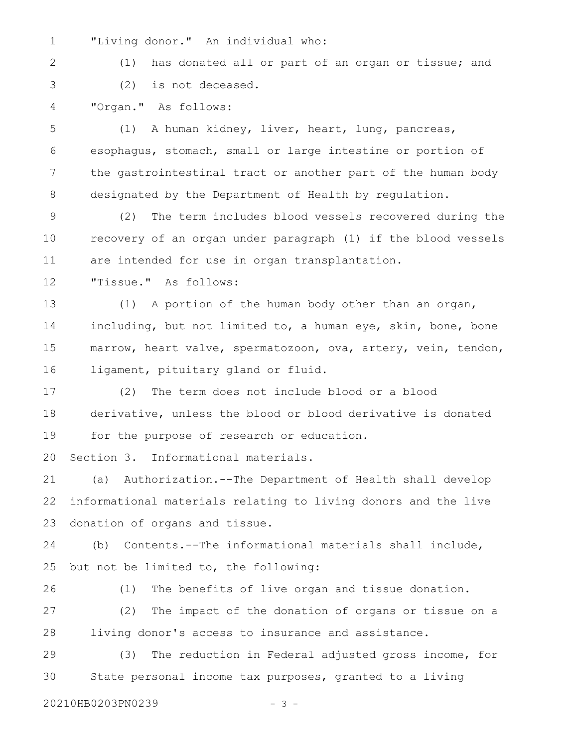"Living donor." An individual who:

(1) has donated all or part of an organ or tissue; and

(2) is not deceased.

"Organ." As follows:

(1) A human kidney, liver, heart, lung, pancreas, esophagus, stomach, small or large intestine or portion of the gastrointestinal tract or another part of the human body designated by the Department of Health by regulation.

(2) The term includes blood vessels recovered during the recovery of an organ under paragraph (1) if the blood vessels are intended for use in organ transplantation.

"Tissue." As follows:

(1) A portion of the human body other than an organ, including, but not limited to, a human eye, skin, bone, bone marrow, heart valve, spermatozoon, ova, artery, vein, tendon, ligament, pituitary gland or fluid.

(2) The term does not include blood or a blood derivative, unless the blood or blood derivative is donated for the purpose of research or education.

Section 3. Informational materials.

(a) Authorization.--The Department of Health shall develop informational materials relating to living donors and the live donation of organs and tissue.

(b) Contents.--The informational materials shall include, but not be limited to, the following:

(1) The benefits of live organ and tissue donation.

(2) The impact of the donation of organs or tissue on a living donor's access to insurance and assistance.

(3) The reduction in Federal adjusted gross income, for State personal income tax purposes, granted to a living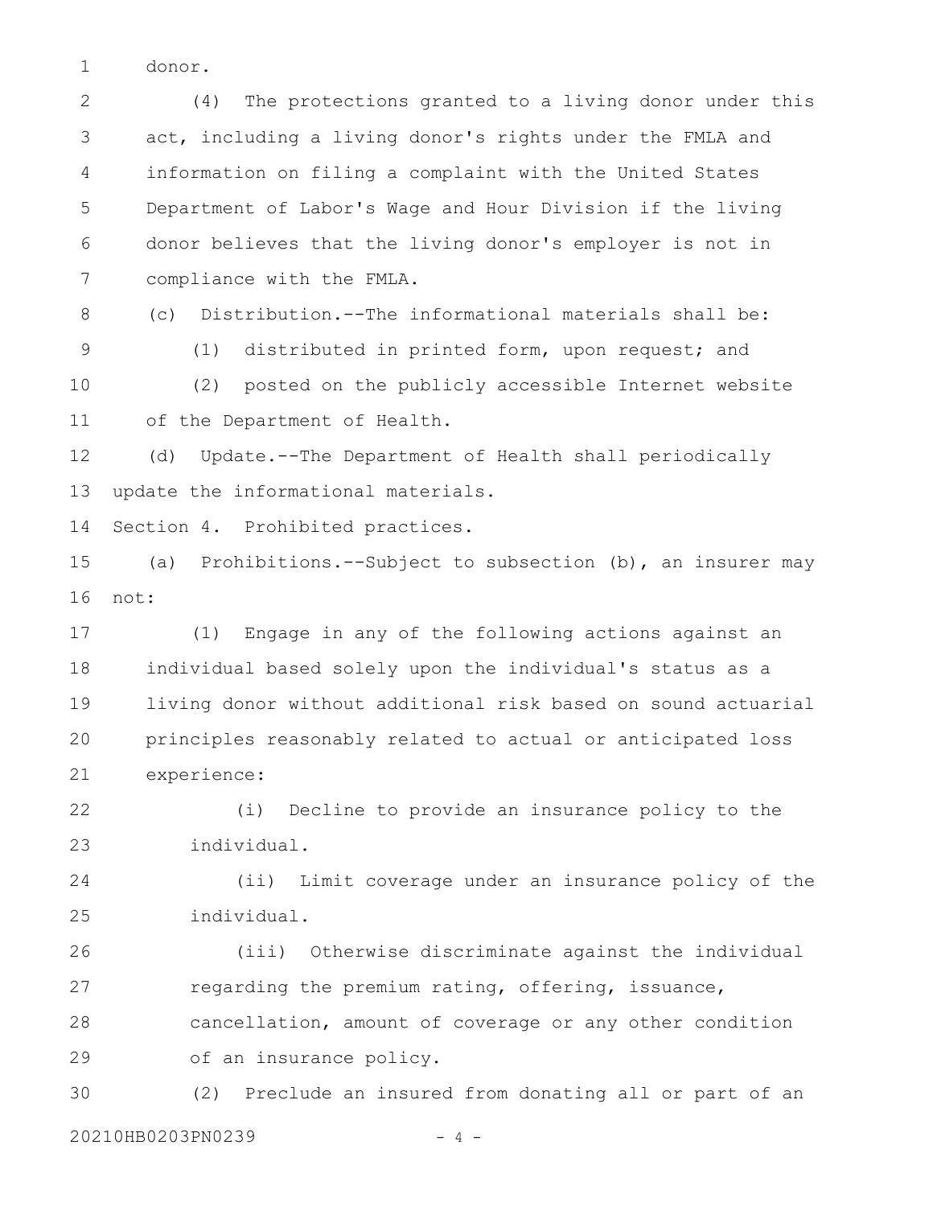donor.

(4) The protections granted to a living donor under this act, including a living donor's rights under the FMLA and information on filing a complaint with the United States Department of Labor's Wage and Hour Division if the living donor believes that the living donor's employer is not in compliance with the FMLA.

(c) Distribution.--The informational materials shall be:

(1) distributed in printed form, upon request; and

(2) posted on the publicly accessible Internet website of the Department of Health.

(d) Update.--The Department of Health shall periodically update the informational materials.

Section 4. Prohibited practices.

(a) Prohibitions.--Subject to subsection (b), an insurer may not:

(1) Engage in any of the following actions against an individual based solely upon the individual's status as a living donor without additional risk based on sound actuarial principles reasonably related to actual or anticipated loss experience:

(i) Decline to provide an insurance policy to the individual.

(ii) Limit coverage under an insurance policy of the individual.

(iii) Otherwise discriminate against the individual regarding the premium rating, offering, issuance, cancellation, amount of coverage or any other condition of an insurance policy.

(2) Preclude an insured from donating all or part of an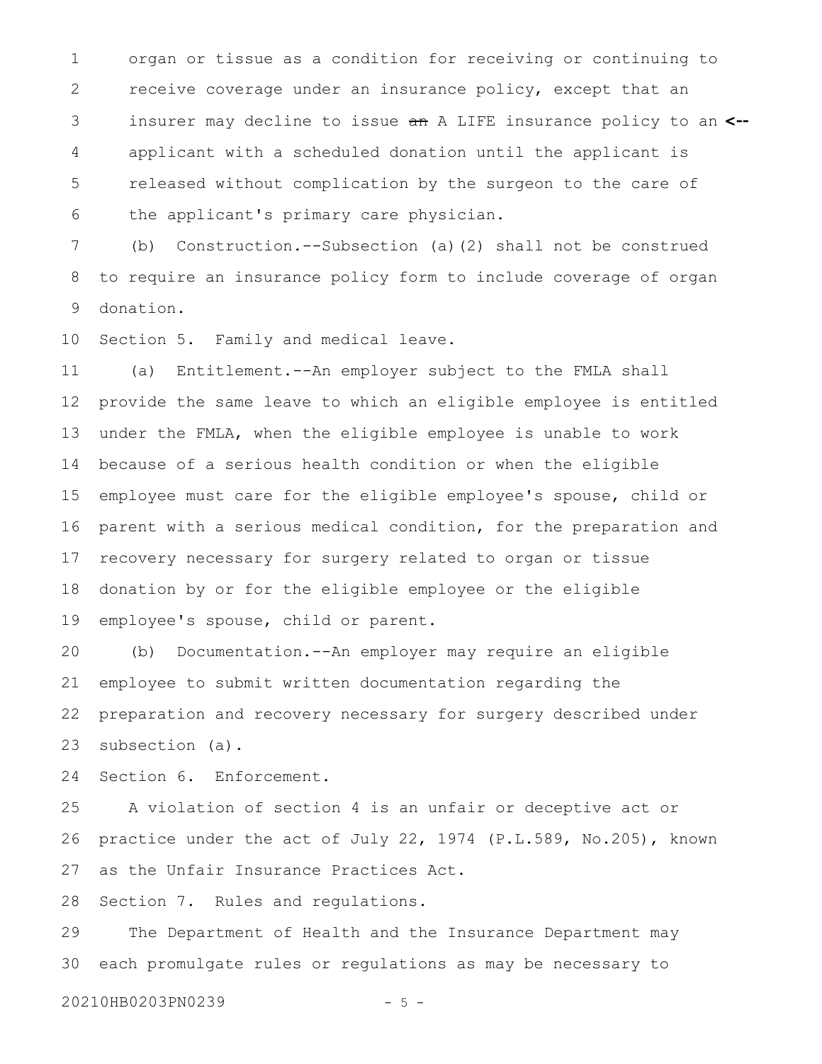organ or tissue as a condition for receiving or continuing to receive coverage under an insurance policy, except that an insurer may decline to issue ~~an~~ A LIFE insurance policy to an applicant with a scheduled donation until the applicant is released without complication by the surgeon to the care of the applicant's primary care physician.

(b) Construction.--Subsection (a)(2) shall not be construed to require an insurance policy form to include coverage of organ donation.

Section 5. Family and medical leave.

(a) Entitlement.--An employer subject to the FMLA shall provide the same leave to which an eligible employee is entitled under the FMLA, when the eligible employee is unable to work because of a serious health condition or when the eligible employee must care for the eligible employee's spouse, child or parent with a serious medical condition, for the preparation and recovery necessary for surgery related to organ or tissue donation by or for the eligible employee or the eligible employee's spouse, child or parent.

(b) Documentation.--An employer may require an eligible employee to submit written documentation regarding the preparation and recovery necessary for surgery described under subsection (a).

Section 6. Enforcement.

A violation of section 4 is an unfair or deceptive act or practice under the act of July 22, 1974 (P.L.589, No.205), known as the Unfair Insurance Practices Act.

Section 7. Rules and regulations.

The Department of Health and the Insurance Department may each promulgate rules or regulations as may be necessary to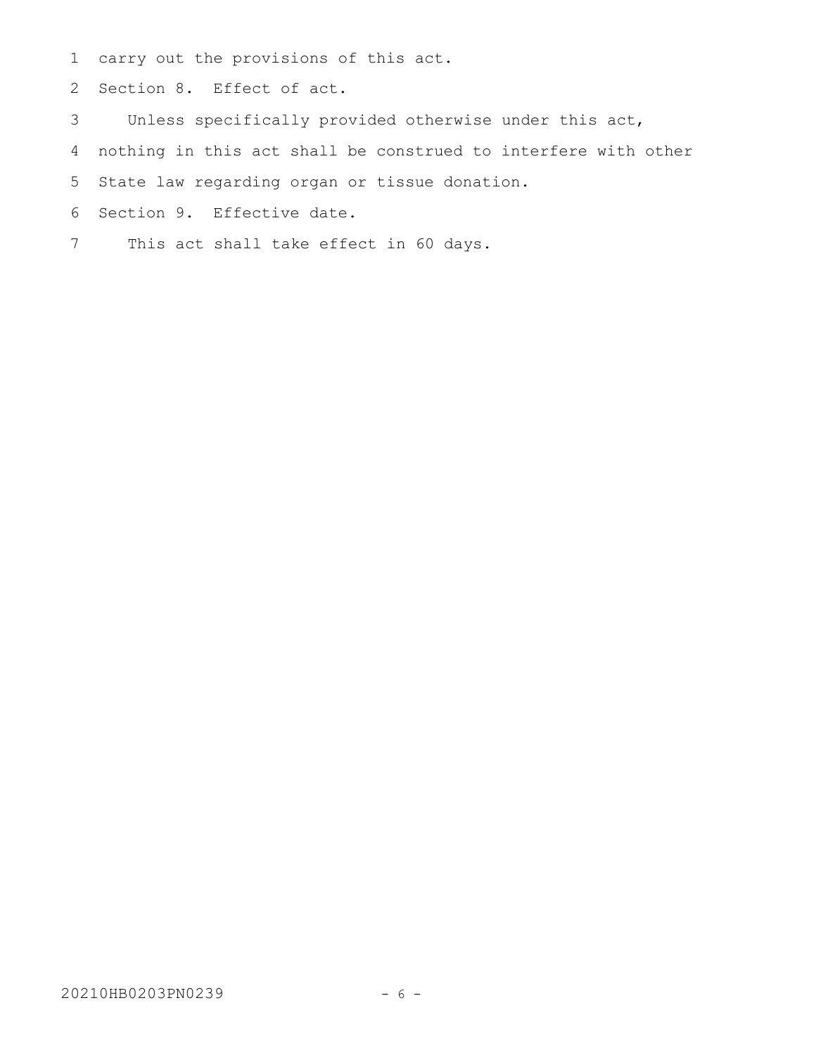carry out the provisions of this act.

Section 8. Effect of act.

Unless specifically provided otherwise under this act, nothing in this act shall be construed to interfere with other State law regarding organ or tissue donation.

Section 9. Effective date.

This act shall take effect in 60 days.